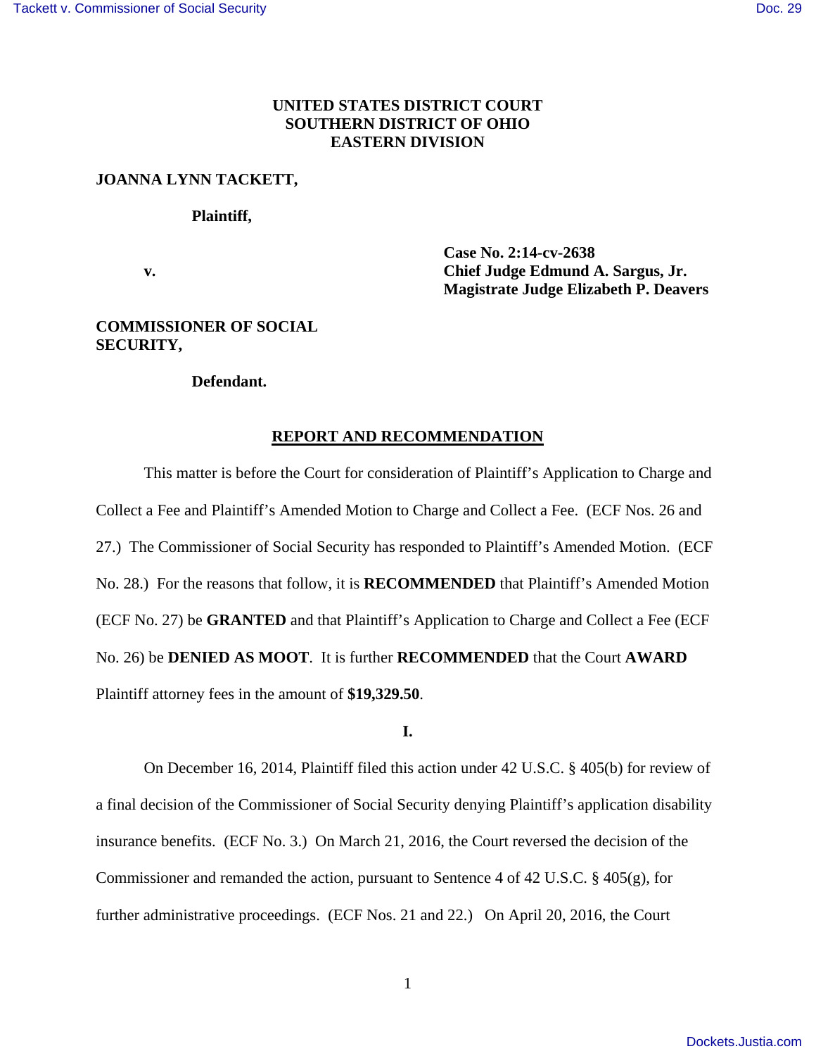**UNITED STATES DISTRICT COURT**
**SOUTHERN DISTRICT OF OHIO**
**EASTERN DIVISION**

**JOANNA LYNN TACKETT,**

**Plaintiff,**

**v.**

**Case No. 2:14-cv-2638**
**Chief Judge Edmund A. Sargus, Jr.**
**Magistrate Judge Elizabeth P. Deavers**

**COMMISSIONER OF SOCIAL SECURITY,**

**Defendant.**

## REPORT AND RECOMMENDATION

This matter is before the Court for consideration of Plaintiff's Application to Charge and Collect a Fee and Plaintiff's Amended Motion to Charge and Collect a Fee. (ECF Nos. 26 and 27.) The Commissioner of Social Security has responded to Plaintiff's Amended Motion. (ECF No. 28.) For the reasons that follow, it is **RECOMMENDED** that Plaintiff's Amended Motion (ECF No. 27) be **GRANTED** and that Plaintiff's Application to Charge and Collect a Fee (ECF No. 26) be **DENIED AS MOOT**. It is further **RECOMMENDED** that the Court **AWARD** Plaintiff attorney fees in the amount of **$19,329.50**.

**I.**

On December 16, 2014, Plaintiff filed this action under 42 U.S.C. § 405(b) for review of a final decision of the Commissioner of Social Security denying Plaintiff's application disability insurance benefits. (ECF No. 3.) On March 21, 2016, the Court reversed the decision of the Commissioner and remanded the action, pursuant to Sentence 4 of 42 U.S.C. § 405(g), for further administrative proceedings. (ECF Nos. 21 and 22.) On April 20, 2016, the Court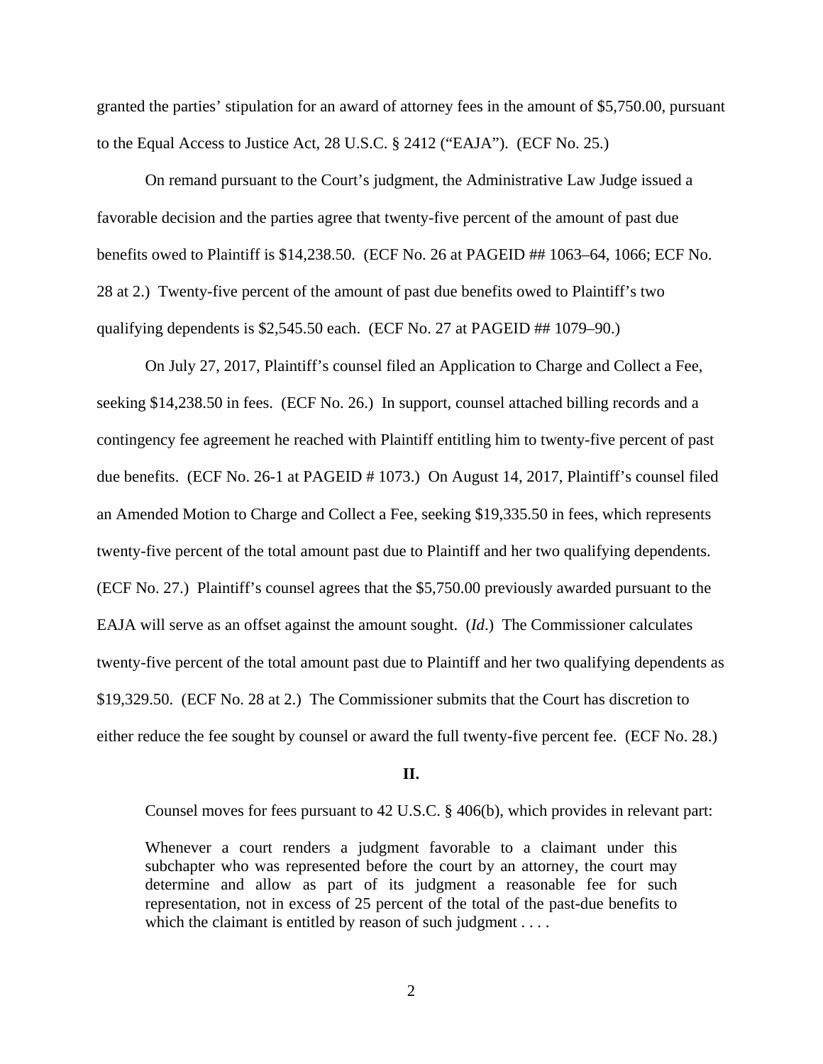granted the parties' stipulation for an award of attorney fees in the amount of $5,750.00, pursuant to the Equal Access to Justice Act, 28 U.S.C. § 2412 ("EAJA"). (ECF No. 25.)

On remand pursuant to the Court's judgment, the Administrative Law Judge issued a favorable decision and the parties agree that twenty-five percent of the amount of past due benefits owed to Plaintiff is $14,238.50. (ECF No. 26 at PAGEID ## 1063–64, 1066; ECF No. 28 at 2.) Twenty-five percent of the amount of past due benefits owed to Plaintiff's two qualifying dependents is $2,545.50 each. (ECF No. 27 at PAGEID ## 1079–90.)

On July 27, 2017, Plaintiff's counsel filed an Application to Charge and Collect a Fee, seeking $14,238.50 in fees. (ECF No. 26.) In support, counsel attached billing records and a contingency fee agreement he reached with Plaintiff entitling him to twenty-five percent of past due benefits. (ECF No. 26-1 at PAGEID # 1073.) On August 14, 2017, Plaintiff's counsel filed an Amended Motion to Charge and Collect a Fee, seeking $19,335.50 in fees, which represents twenty-five percent of the total amount past due to Plaintiff and her two qualifying dependents. (ECF No. 27.) Plaintiff's counsel agrees that the $5,750.00 previously awarded pursuant to the EAJA will serve as an offset against the amount sought. (*Id*.) The Commissioner calculates twenty-five percent of the total amount past due to Plaintiff and her two qualifying dependents as $19,329.50. (ECF No. 28 at 2.) The Commissioner submits that the Court has discretion to either reduce the fee sought by counsel or award the full twenty-five percent fee. (ECF No. 28.)

## II.

Counsel moves for fees pursuant to 42 U.S.C. § 406(b), which provides in relevant part:

> Whenever a court renders a judgment favorable to a claimant under this subchapter who was represented before the court by an attorney, the court may determine and allow as part of its judgment a reasonable fee for such representation, not in excess of 25 percent of the total of the past-due benefits to which the claimant is entitled by reason of such judgment . . . .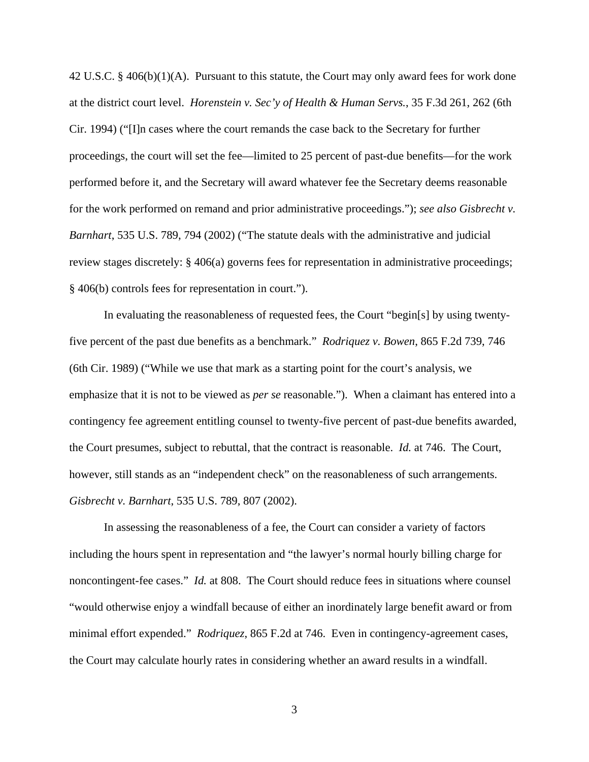42 U.S.C. § 406(b)(1)(A). Pursuant to this statute, the Court may only award fees for work done at the district court level. *Horenstein v. Sec'y of Health & Human Servs.*, 35 F.3d 261, 262 (6th Cir. 1994) ("[I]n cases where the court remands the case back to the Secretary for further proceedings, the court will set the fee—limited to 25 percent of past-due benefits—for the work performed before it, and the Secretary will award whatever fee the Secretary deems reasonable for the work performed on remand and prior administrative proceedings."); *see also Gisbrecht v. Barnhart*, 535 U.S. 789, 794 (2002) ("The statute deals with the administrative and judicial review stages discretely: § 406(a) governs fees for representation in administrative proceedings; § 406(b) controls fees for representation in court.").

In evaluating the reasonableness of requested fees, the Court "begin[s] by using twenty-five percent of the past due benefits as a benchmark." *Rodriquez v. Bowen*, 865 F.2d 739, 746 (6th Cir. 1989) ("While we use that mark as a starting point for the court's analysis, we emphasize that it is not to be viewed as *per se* reasonable."). When a claimant has entered into a contingency fee agreement entitling counsel to twenty-five percent of past-due benefits awarded, the Court presumes, subject to rebuttal, that the contract is reasonable. *Id.* at 746. The Court, however, still stands as an "independent check" on the reasonableness of such arrangements. *Gisbrecht v. Barnhart*, 535 U.S. 789, 807 (2002).

In assessing the reasonableness of a fee, the Court can consider a variety of factors including the hours spent in representation and "the lawyer's normal hourly billing charge for noncontingent-fee cases." *Id.* at 808. The Court should reduce fees in situations where counsel "would otherwise enjoy a windfall because of either an inordinately large benefit award or from minimal effort expended." *Rodriquez*, 865 F.2d at 746. Even in contingency-agreement cases, the Court may calculate hourly rates in considering whether an award results in a windfall.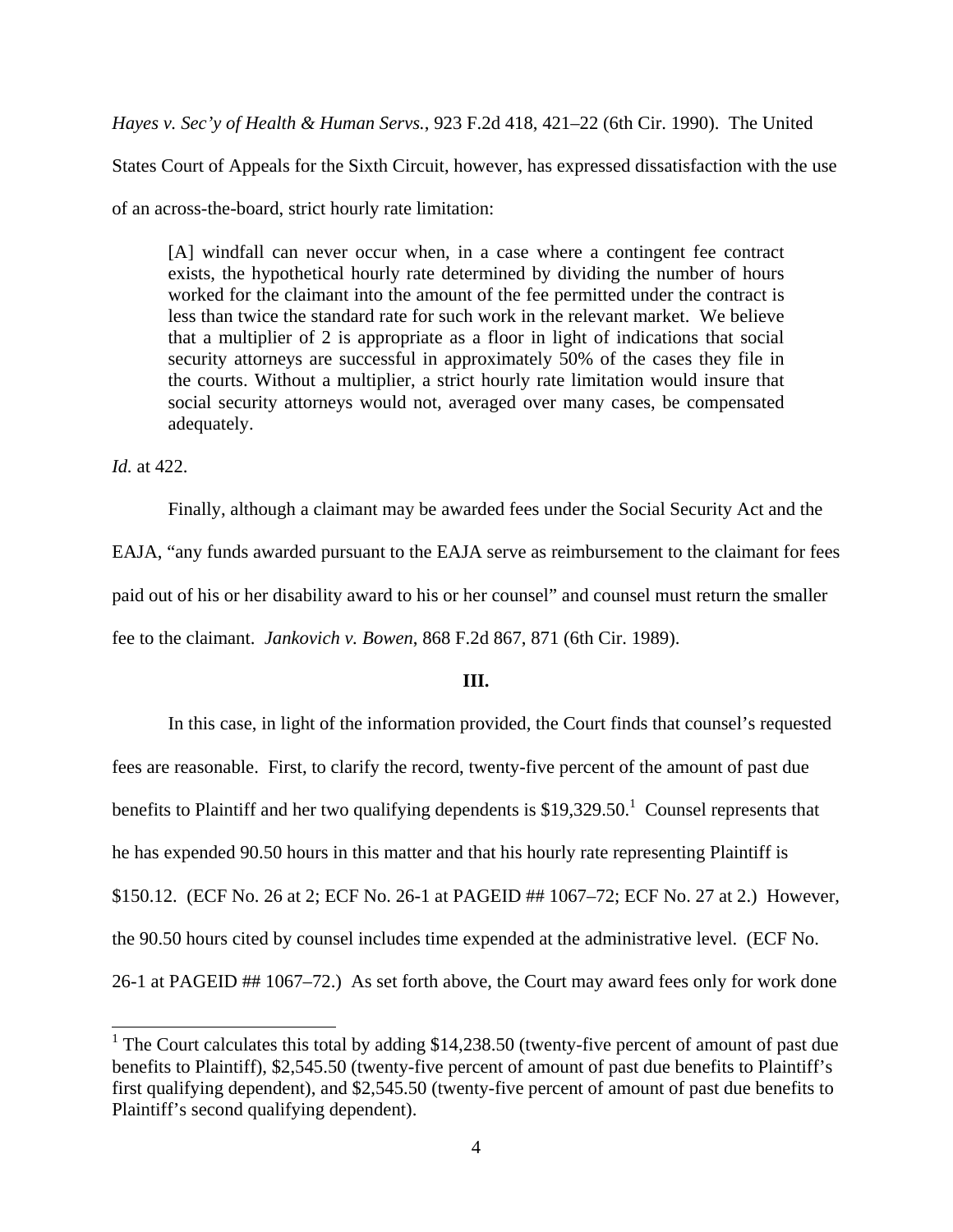*Hayes v. Sec'y of Health & Human Servs.*, 923 F.2d 418, 421–22 (6th Cir. 1990). The United States Court of Appeals for the Sixth Circuit, however, has expressed dissatisfaction with the use of an across-the-board, strict hourly rate limitation:

> [A] windfall can never occur when, in a case where a contingent fee contract exists, the hypothetical hourly rate determined by dividing the number of hours worked for the claimant into the amount of the fee permitted under the contract is less than twice the standard rate for such work in the relevant market. We believe that a multiplier of 2 is appropriate as a floor in light of indications that social security attorneys are successful in approximately 50% of the cases they file in the courts. Without a multiplier, a strict hourly rate limitation would insure that social security attorneys would not, averaged over many cases, be compensated adequately.

*Id.* at 422.

Finally, although a claimant may be awarded fees under the Social Security Act and the EAJA, "any funds awarded pursuant to the EAJA serve as reimbursement to the claimant for fees paid out of his or her disability award to his or her counsel" and counsel must return the smaller fee to the claimant. *Jankovich v. Bowen*, 868 F.2d 867, 871 (6th Cir. 1989).

## III.

In this case, in light of the information provided, the Court finds that counsel's requested fees are reasonable. First, to clarify the record, twenty-five percent of the amount of past due benefits to Plaintiff and her two qualifying dependents is $19,329.50.[1] Counsel represents that he has expended 90.50 hours in this matter and that his hourly rate representing Plaintiff is $150.12. (ECF No. 26 at 2; ECF No. 26-1 at PAGEID ## 1067–72; ECF No. 27 at 2.) However, the 90.50 hours cited by counsel includes time expended at the administrative level. (ECF No. 26-1 at PAGEID ## 1067–72.) As set forth above, the Court may award fees only for work done

[1] The Court calculates this total by adding $14,238.50 (twenty-five percent of amount of past due benefits to Plaintiff), $2,545.50 (twenty-five percent of amount of past due benefits to Plaintiff's first qualifying dependent), and $2,545.50 (twenty-five percent of amount of past due benefits to Plaintiff's second qualifying dependent).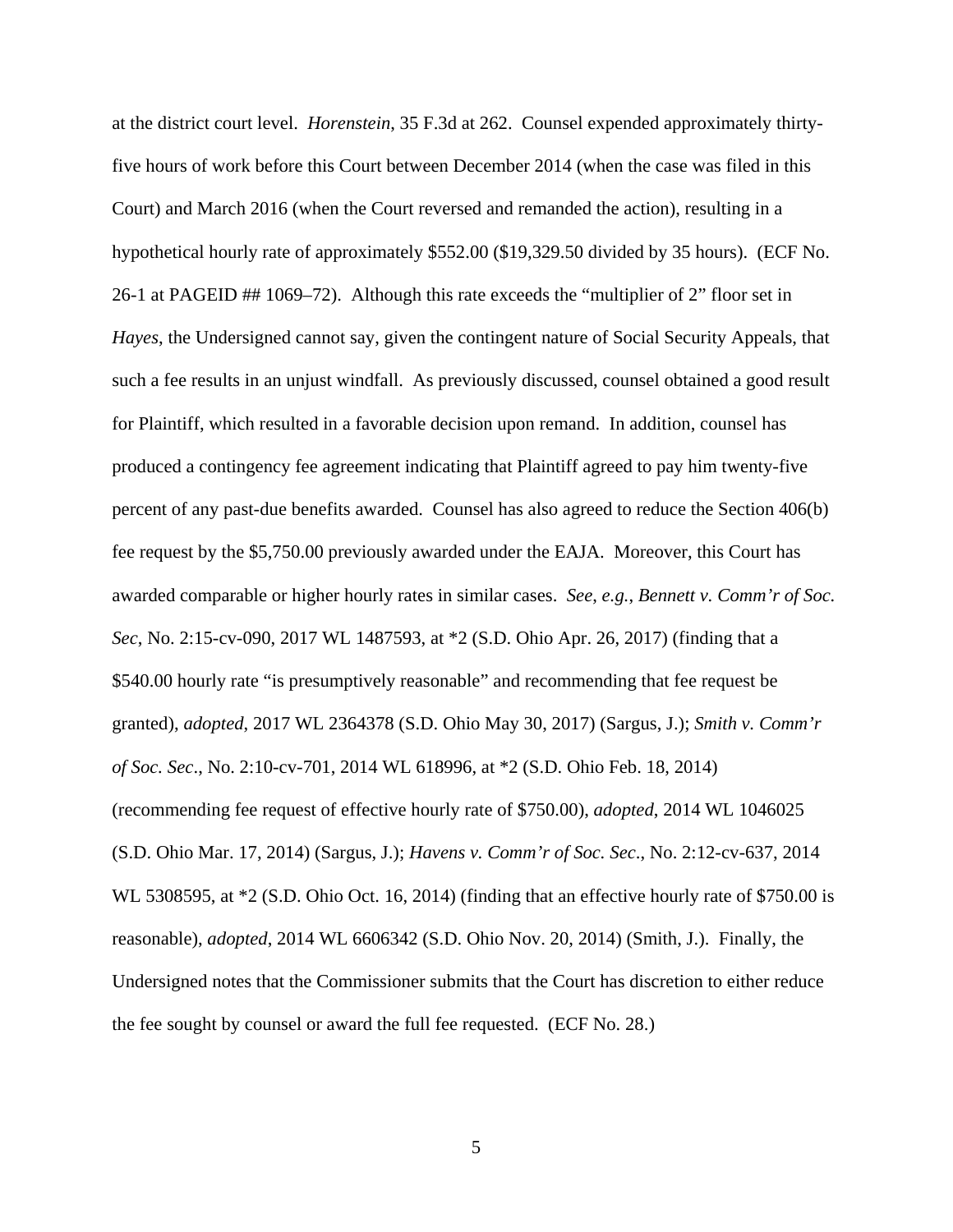at the district court level. *Horenstein*, 35 F.3d at 262. Counsel expended approximately thirty-five hours of work before this Court between December 2014 (when the case was filed in this Court) and March 2016 (when the Court reversed and remanded the action), resulting in a hypothetical hourly rate of approximately $552.00 ($19,329.50 divided by 35 hours). (ECF No. 26-1 at PAGEID ## 1069–72). Although this rate exceeds the "multiplier of 2" floor set in *Hayes*, the Undersigned cannot say, given the contingent nature of Social Security Appeals, that such a fee results in an unjust windfall. As previously discussed, counsel obtained a good result for Plaintiff, which resulted in a favorable decision upon remand. In addition, counsel has produced a contingency fee agreement indicating that Plaintiff agreed to pay him twenty-five percent of any past-due benefits awarded. Counsel has also agreed to reduce the Section 406(b) fee request by the $5,750.00 previously awarded under the EAJA. Moreover, this Court has awarded comparable or higher hourly rates in similar cases. *See, e.g.*, *Bennett v. Comm'r of Soc. Sec*, No. 2:15-cv-090, 2017 WL 1487593, at *2 (S.D. Ohio Apr. 26, 2017) (finding that a $540.00 hourly rate "is presumptively reasonable" and recommending that fee request be granted), *adopted*, 2017 WL 2364378 (S.D. Ohio May 30, 2017) (Sargus, J.); *Smith v. Comm'r of Soc. Sec*., No. 2:10-cv-701, 2014 WL 618996, at *2 (S.D. Ohio Feb. 18, 2014) (recommending fee request of effective hourly rate of $750.00), *adopted*, 2014 WL 1046025 (S.D. Ohio Mar. 17, 2014) (Sargus, J.); *Havens v. Comm'r of Soc. Sec*., No. 2:12-cv-637, 2014 WL 5308595, at *2 (S.D. Ohio Oct. 16, 2014) (finding that an effective hourly rate of $750.00 is reasonable), *adopted*, 2014 WL 6606342 (S.D. Ohio Nov. 20, 2014) (Smith, J.). Finally, the Undersigned notes that the Commissioner submits that the Court has discretion to either reduce the fee sought by counsel or award the full fee requested. (ECF No. 28.)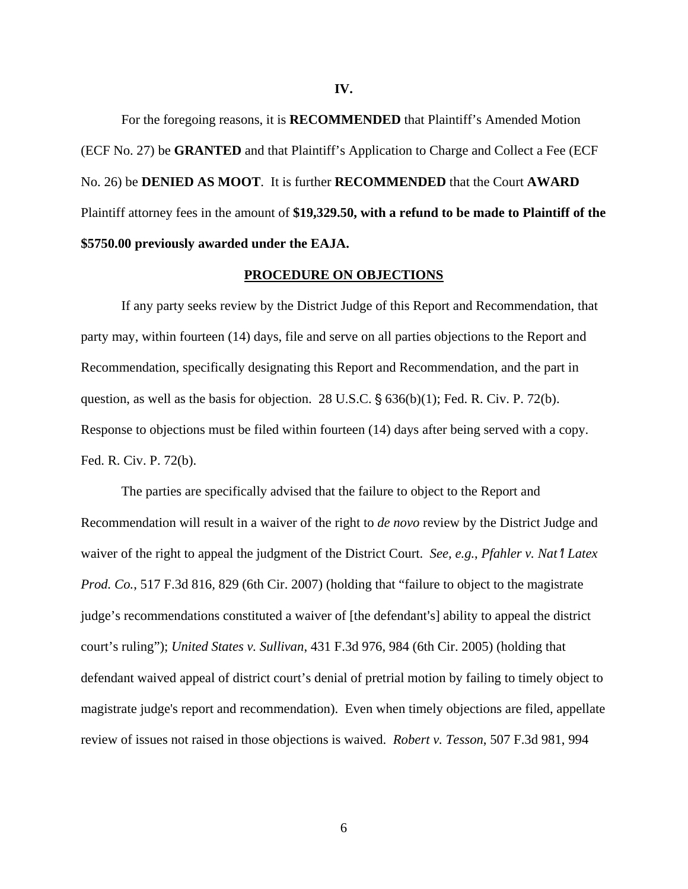## IV.

For the foregoing reasons, it is **RECOMMENDED** that Plaintiff's Amended Motion (ECF No. 27) be **GRANTED** and that Plaintiff's Application to Charge and Collect a Fee (ECF No. 26) be **DENIED AS MOOT**. It is further **RECOMMENDED** that the Court **AWARD** Plaintiff attorney fees in the amount of **$19,329.50, with a refund to be made to Plaintiff of the $5750.00 previously awarded under the EAJA.**

## PROCEDURE ON OBJECTIONS

If any party seeks review by the District Judge of this Report and Recommendation, that party may, within fourteen (14) days, file and serve on all parties objections to the Report and Recommendation, specifically designating this Report and Recommendation, and the part in question, as well as the basis for objection. 28 U.S.C. § 636(b)(1); Fed. R. Civ. P. 72(b). Response to objections must be filed within fourteen (14) days after being served with a copy. Fed. R. Civ. P. 72(b).

The parties are specifically advised that the failure to object to the Report and Recommendation will result in a waiver of the right to *de novo* review by the District Judge and waiver of the right to appeal the judgment of the District Court. *See, e.g.*, *Pfahler v. Nat'l Latex Prod. Co.*, 517 F.3d 816, 829 (6th Cir. 2007) (holding that "failure to object to the magistrate judge's recommendations constituted a waiver of [the defendant's] ability to appeal the district court's ruling"); *United States v. Sullivan*, 431 F.3d 976, 984 (6th Cir. 2005) (holding that defendant waived appeal of district court's denial of pretrial motion by failing to timely object to magistrate judge's report and recommendation). Even when timely objections are filed, appellate review of issues not raised in those objections is waived. *Robert v. Tesson*, 507 F.3d 981, 994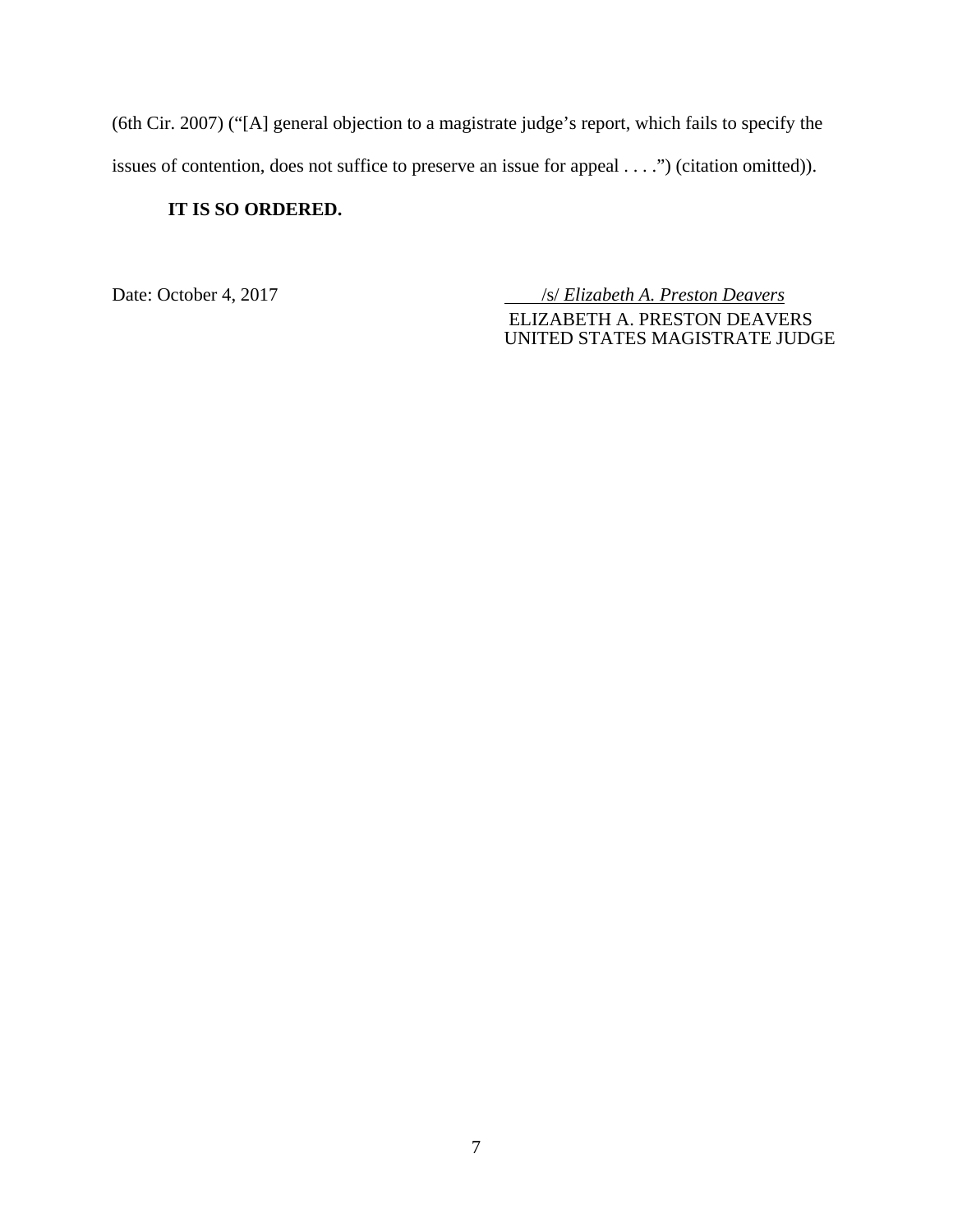(6th Cir. 2007) ("[A] general objection to a magistrate judge's report, which fails to specify the issues of contention, does not suffice to preserve an issue for appeal . . . .") (citation omitted)).

**IT IS SO ORDERED.**

Date: October 4, 2017

/s/ *Elizabeth A. Preston Deavers*
ELIZABETH A. PRESTON DEAVERS
UNITED STATES MAGISTRATE JUDGE